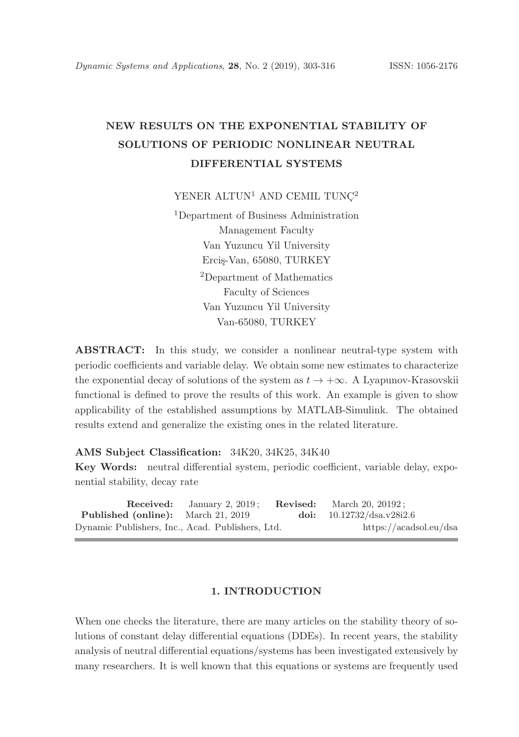# NEW RESULTS ON THE EXPONENTIAL STABILITY OF SOLUTIONS OF PERIODIC NONLINEAR NEUTRAL DIFFERENTIAL SYSTEMS

YENER ALTUN[1] AND CEMIL TUNÇ[2]

[1]Department of Business Administration
Management Faculty
Van Yuzuncu Yil University
Erciş-Van, 65080, TURKEY

[2]Department of Mathematics
Faculty of Sciences
Van Yuzuncu Yil University
Van-65080, TURKEY

**ABSTRACT:** In this study, we consider a nonlinear neutral-type system with periodic coefficients and variable delay. We obtain some new estimates to characterize the exponential decay of solutions of the system as $t \to +\infty$. A Lyapunov-Krasovskii functional is defined to prove the results of this work. An example is given to show applicability of the established assumptions by MATLAB-Simulink. The obtained results extend and generalize the existing ones in the related literature.

**AMS Subject Classification:** 34K20, 34K25, 34K40

**Key Words:** neutral differential system, periodic coefficient, variable delay, exponential stability, decay rate

**Received:** January 2, 2019; **Revised:** March 20, 20192; **Published (online):** March 21, 2019 **doi:** 10.12732/dsa.v28i2.6

Dynamic Publishers, Inc., Acad. Publishers, Ltd. https://acadsol.eu/dsa

## 1. INTRODUCTION

When one checks the literature, there are many articles on the stability theory of solutions of constant delay differential equations (DDEs). In recent years, the stability analysis of neutral differential equations/systems has been investigated extensively by many researchers. It is well known that this equations or systems are frequently used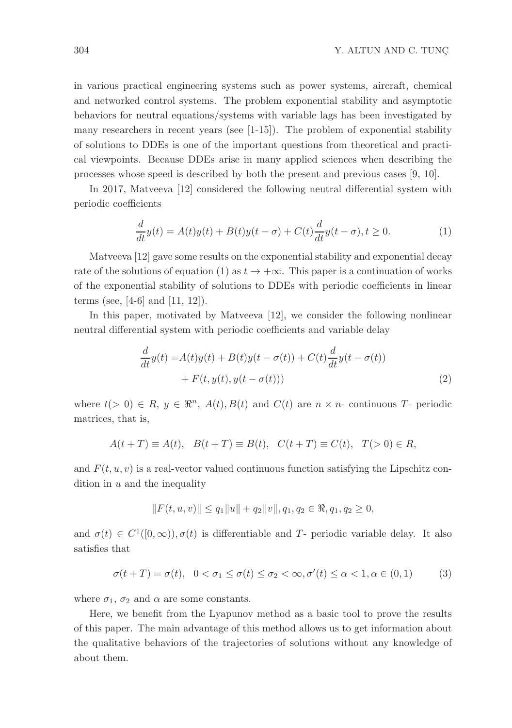in various practical engineering systems such as power systems, aircraft, chemical and networked control systems. The problem exponential stability and asymptotic behaviors for neutral equations/systems with variable lags has been investigated by many researchers in recent years (see [1-15]). The problem of exponential stability of solutions to DDEs is one of the important questions from theoretical and practical viewpoints. Because DDEs arise in many applied sciences when describing the processes whose speed is described by both the present and previous cases [9, 10].

In 2017, Matveeva [12] considered the following neutral differential system with periodic coefficients

$$\frac{d}{dt}y(t) = A(t)y(t) + B(t)y(t-\sigma) + C(t)\frac{d}{dt}y(t-\sigma), t \geq 0. \tag{1}$$

Matveeva [12] gave some results on the exponential stability and exponential decay rate of the solutions of equation (1) as $t \to +\infty$. This paper is a continuation of works of the exponential stability of solutions to DDEs with periodic coefficients in linear terms (see, [4-6] and [11, 12]).

In this paper, motivated by Matveeva [12], we consider the following nonlinear neutral differential system with periodic coefficients and variable delay

$$\begin{aligned} \frac{d}{dt}y(t) =& A(t)y(t) + B(t)y(t-\sigma(t)) + C(t)\frac{d}{dt}y(t-\sigma(t)) \\ &+ F(t, y(t), y(t-\sigma(t))) \end{aligned} \tag{2}$$

where $t(>0) \in R$, $y \in \Re^n$, $A(t), B(t)$ and $C(t)$ are $n \times n$- continuous $T$- periodic matrices, that is,

$$A(t+T) \equiv A(t), \quad B(t+T) \equiv B(t), \quad C(t+T) \equiv C(t), \quad T(>0) \in R,$$

and $F(t, u, v)$ is a real-vector valued continuous function satisfying the Lipschitz condition in $u$ and the inequality

$$\|F(t, u, v)\| \leq q_1\|u\| + q_2\|v\|, q_1, q_2 \in \Re, q_1, q_2 \geq 0,$$

and $\sigma(t) \in C^1([0, \infty)), \sigma(t)$ is differentiable and $T$- periodic variable delay. It also satisfies that

$$\sigma(t+T) = \sigma(t), \quad 0 < \sigma_1 \leq \sigma(t) \leq \sigma_2 < \infty, \sigma'(t) \leq \alpha < 1, \alpha \in (0,1) \tag{3}$$

where $\sigma_1$, $\sigma_2$ and $\alpha$ are some constants.

Here, we benefit from the Lyapunov method as a basic tool to prove the results of this paper. The main advantage of this method allows us to get information about the qualitative behaviors of the trajectories of solutions without any knowledge of about them.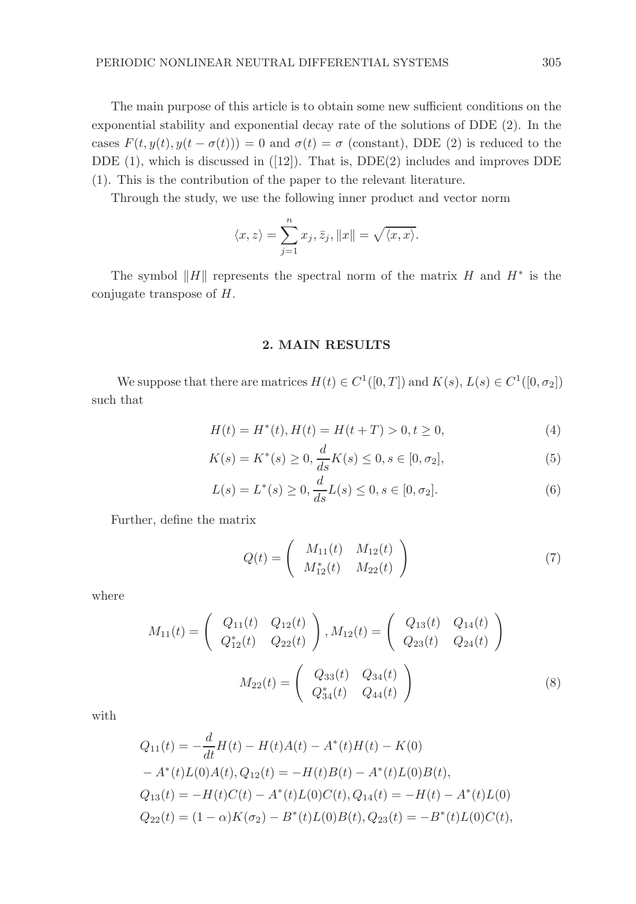The main purpose of this article is to obtain some new sufficient conditions on the exponential stability and exponential decay rate of the solutions of DDE (2). In the cases $F(t, y(t), y(t-\sigma(t))) = 0$ and $\sigma(t) = \sigma$ (constant), DDE (2) is reduced to the DDE (1), which is discussed in ([12]). That is, DDE(2) includes and improves DDE (1). This is the contribution of the paper to the relevant literature.

Through the study, we use the following inner product and vector norm

$$\langle x, z\rangle = \sum_{j=1}^{n} x_j, \bar{z}_j, \|x\| = \sqrt{\langle x, x\rangle}.$$

The symbol $\|H\|$ represents the spectral norm of the matrix $H$ and $H^*$ is the conjugate transpose of $H$.

## 2. MAIN RESULTS

We suppose that there are matrices $H(t) \in C^1([0, T])$ and $K(s), L(s) \in C^1([0, \sigma_2])$ such that

$$H(t) = H^*(t), H(t) = H(t+T) > 0, t \geq 0, \tag{4}$$

$$K(s) = K^*(s) \geq 0, \frac{d}{ds}K(s) \leq 0, s \in [0, \sigma_2], \tag{5}$$

$$L(s) = L^*(s) \geq 0, \frac{d}{ds}L(s) \leq 0, s \in [0, \sigma_2]. \tag{6}$$

Further, define the matrix

$$Q(t) = \begin{pmatrix} M_{11}(t) & M_{12}(t) \\ M_{12}^*(t) & M_{22}(t) \end{pmatrix} \tag{7}$$

where

$$M_{11}(t) = \begin{pmatrix} Q_{11}(t) & Q_{12}(t) \\ Q_{12}^*(t) & Q_{22}(t) \end{pmatrix}, M_{12}(t) = \begin{pmatrix} Q_{13}(t) & Q_{14}(t) \\ Q_{23}(t) & Q_{24}(t) \end{pmatrix}$$

$$M_{22}(t) = \begin{pmatrix} Q_{33}(t) & Q_{34}(t) \\ Q_{34}^*(t) & Q_{44}(t) \end{pmatrix} \tag{8}$$

with

$$\begin{aligned}
&Q_{11}(t) = -\frac{d}{dt}H(t) - H(t)A(t) - A^*(t)H(t) - K(0) \\
&- A^*(t)L(0)A(t), Q_{12}(t) = -H(t)B(t) - A^*(t)L(0)B(t), \\
&Q_{13}(t) = -H(t)C(t) - A^*(t)L(0)C(t), Q_{14}(t) = -H(t) - A^*(t)L(0) \\
&Q_{22}(t) = (1-\alpha)K(\sigma_2) - B^*(t)L(0)B(t), Q_{23}(t) = -B^*(t)L(0)C(t),
\end{aligned}$$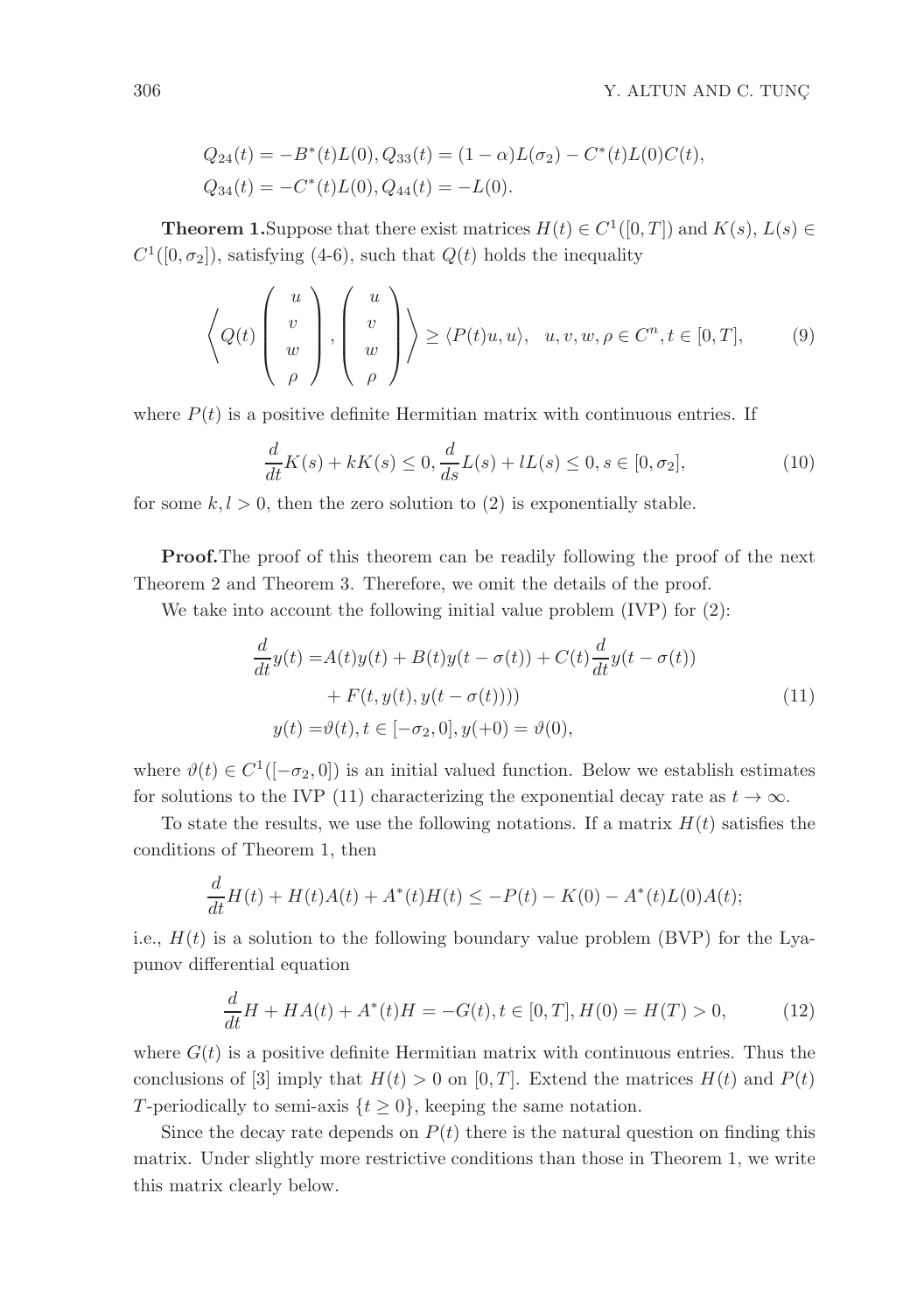$$Q_{24}(t) = -B^*(t)L(0), Q_{33}(t) = (1-\alpha)L(\sigma_2) - C^*(t)L(0)C(t),$$
$$Q_{34}(t) = -C^*(t)L(0), Q_{44}(t) = -L(0).$$

**Theorem 1.** Suppose that there exist matrices $H(t) \in C^1([0,T])$ and $K(s)$, $L(s) \in C^1([0,\sigma_2])$, satisfying (4-6), such that $Q(t)$ holds the inequality

$$\left\langle Q(t) \begin{pmatrix} u \\ v \\ w \\ \rho \end{pmatrix}, \begin{pmatrix} u \\ v \\ w \\ \rho \end{pmatrix} \right\rangle \geq \langle P(t)u, u\rangle, \quad u, v, w, \rho \in C^n, t \in [0,T], \tag{9}$$

where $P(t)$ is a positive definite Hermitian matrix with continuous entries. If

$$\frac{d}{dt}K(s) + kK(s) \leq 0, \frac{d}{ds}L(s) + lL(s) \leq 0, s \in [0, \sigma_2], \tag{10}$$

for some $k, l > 0$, then the zero solution to (2) is exponentially stable.

**Proof.** The proof of this theorem can be readily following the proof of the next Theorem 2 and Theorem 3. Therefore, we omit the details of the proof.

We take into account the following initial value problem (IVP) for (2):

$$\begin{aligned} \frac{d}{dt}y(t) =& A(t)y(t) + B(t)y(t-\sigma(t)) + C(t)\frac{d}{dt}y(t-\sigma(t)) \\ &+ F(t, y(t), y(t-\sigma(t)))) \\ y(t) =& \vartheta(t), t \in [-\sigma_2, 0], y(+0) = \vartheta(0), \end{aligned} \tag{11}$$

where $\vartheta(t) \in C^1([-\sigma_2, 0])$ is an initial valued function. Below we establish estimates for solutions to the IVP (11) characterizing the exponential decay rate as $t \to \infty$.

To state the results, we use the following notations. If a matrix $H(t)$ satisfies the conditions of Theorem 1, then

$$\frac{d}{dt}H(t) + H(t)A(t) + A^*(t)H(t) \leq -P(t) - K(0) - A^*(t)L(0)A(t);$$

i.e., $H(t)$ is a solution to the following boundary value problem (BVP) for the Lyapunov differential equation

$$\frac{d}{dt}H + HA(t) + A^*(t)H = -G(t), t \in [0,T], H(0) = H(T) > 0, \tag{12}$$

where $G(t)$ is a positive definite Hermitian matrix with continuous entries. Thus the conclusions of [3] imply that $H(t) > 0$ on $[0,T]$. Extend the matrices $H(t)$ and $P(t)$ $T$-periodically to semi-axis $\{t \geq 0\}$, keeping the same notation.

Since the decay rate depends on $P(t)$ there is the natural question on finding this matrix. Under slightly more restrictive conditions than those in Theorem 1, we write this matrix clearly below.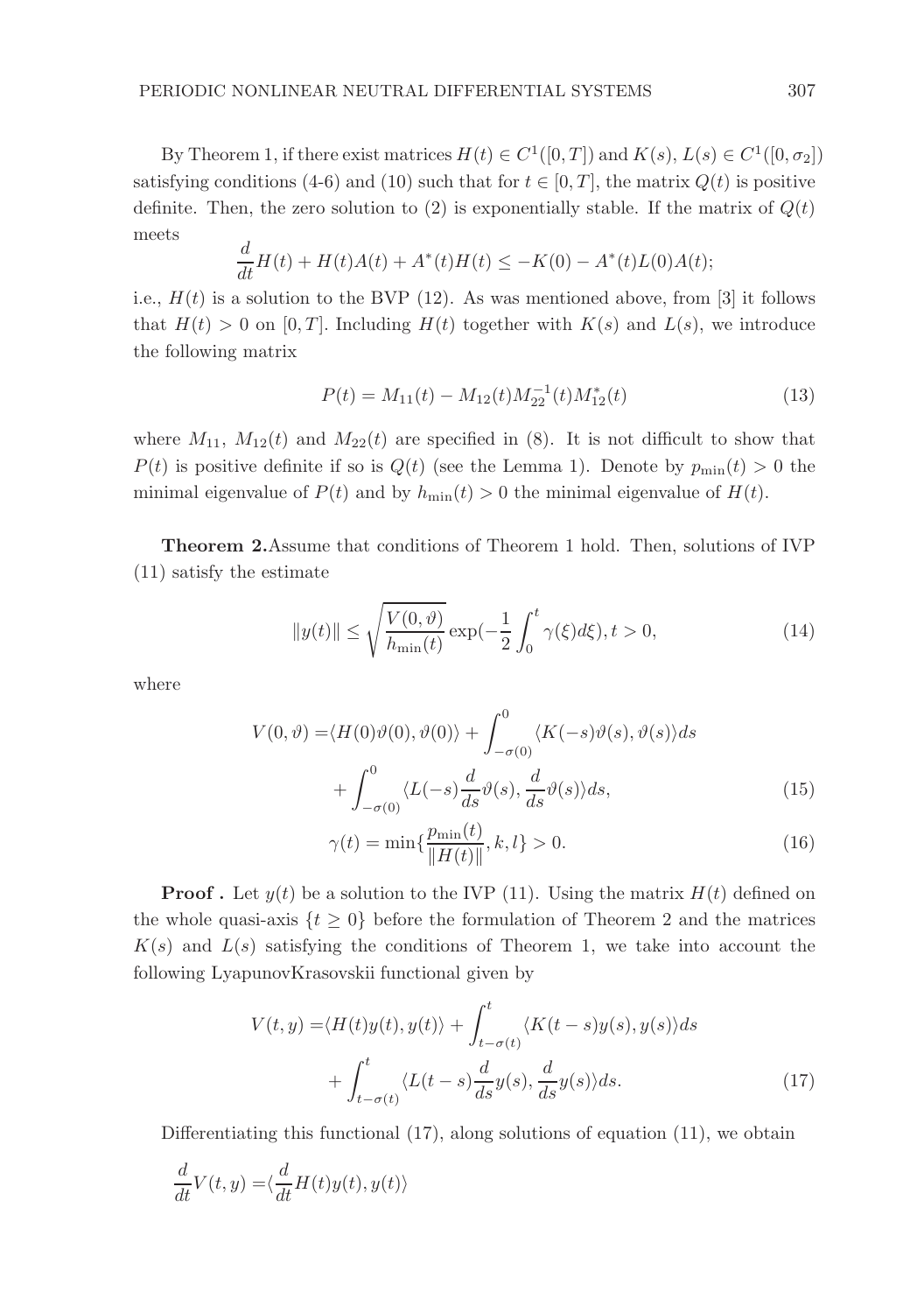By Theorem 1, if there exist matrices $H(t) \in C^1([0,T])$ and $K(s)$, $L(s) \in C^1([0,\sigma_2])$ satisfying conditions (4-6) and (10) such that for $t \in [0,T]$, the matrix $Q(t)$ is positive definite. Then, the zero solution to (2) is exponentially stable. If the matrix of $Q(t)$ meets

$$\frac{d}{dt}H(t) + H(t)A(t) + A^*(t)H(t) \leq -K(0) - A^*(t)L(0)A(t);$$

i.e., $H(t)$ is a solution to the BVP (12). As was mentioned above, from [3] it follows that $H(t) > 0$ on $[0,T]$. Including $H(t)$ together with $K(s)$ and $L(s)$, we introduce the following matrix

$$P(t) = M_{11}(t) - M_{12}(t)M_{22}^{-1}(t)M_{12}^*(t) \tag{13}$$

where $M_{11}$, $M_{12}(t)$ and $M_{22}(t)$ are specified in (8). It is not difficult to show that $P(t)$ is positive definite if so is $Q(t)$ (see the Lemma 1). Denote by $p_{\min}(t) > 0$ the minimal eigenvalue of $P(t)$ and by $h_{\min}(t) > 0$ the minimal eigenvalue of $H(t)$.

**Theorem 2.** Assume that conditions of Theorem 1 hold. Then, solutions of IVP (11) satisfy the estimate

$$\|y(t)\| \leq \sqrt{\frac{V(0,\vartheta)}{h_{\min}(t)}} \exp\left(-\frac{1}{2}\int_0^t \gamma(\xi)d\xi\right), t > 0, \tag{14}$$

where

$$\begin{aligned} V(0,\vartheta) =& \langle H(0)\vartheta(0), \vartheta(0)\rangle + \int_{-\sigma(0)}^0 \langle K(-s)\vartheta(s), \vartheta(s)\rangle ds \\ &+ \int_{-\sigma(0)}^0 \langle L(-s)\frac{d}{ds}\vartheta(s), \frac{d}{ds}\vartheta(s)\rangle ds, \end{aligned} \tag{15}$$

$$\gamma(t) = \min\left\{\frac{p_{\min}(t)}{\|H(t)\|}, k, l\right\} > 0. \tag{16}$$

**Proof .** Let $y(t)$ be a solution to the IVP (11). Using the matrix $H(t)$ defined on the whole quasi-axis $\{t \geq 0\}$ before the formulation of Theorem 2 and the matrices $K(s)$ and $L(s)$ satisfying the conditions of Theorem 1, we take into account the following LyapunovKrasovskii functional given by

$$\begin{aligned} V(t,y) =& \langle H(t)y(t), y(t)\rangle + \int_{t-\sigma(t)}^t \langle K(t-s)y(s), y(s)\rangle ds \\ &+ \int_{t-\sigma(t)}^t \langle L(t-s)\frac{d}{ds}y(s), \frac{d}{ds}y(s)\rangle ds. \end{aligned} \tag{17}$$

Differentiating this functional (17), along solutions of equation (11), we obtain

$$\frac{d}{dt}V(t,y) = \langle \frac{d}{dt}H(t)y(t), y(t)\rangle$$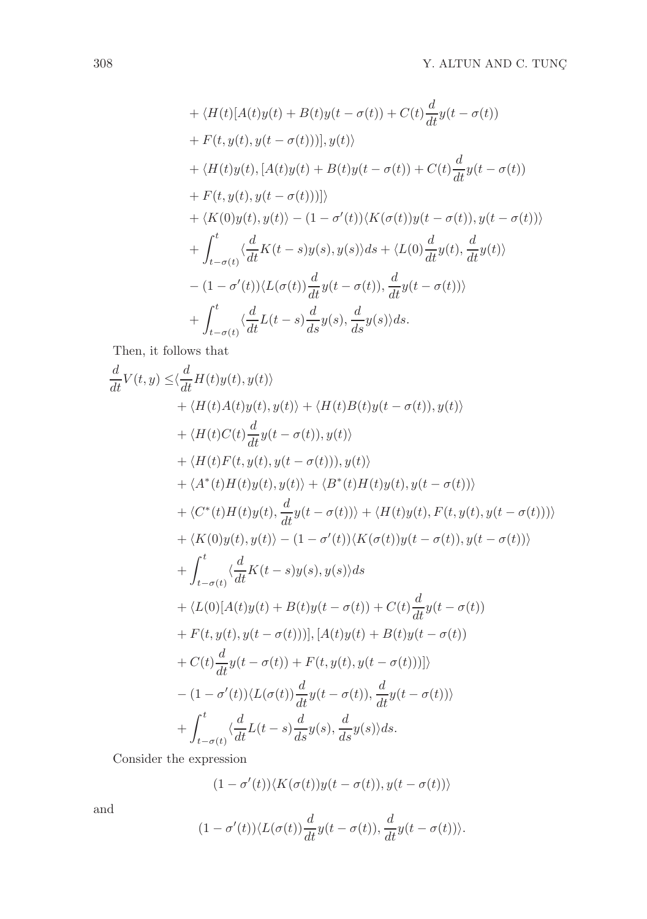$$
\begin{aligned}
&+ \langle H(t)[A(t)y(t) + B(t)y(t-\sigma(t)) + C(t)\frac{d}{dt}y(t-\sigma(t)) \\
&+ F(t, y(t), y(t-\sigma(t)))], y(t)\rangle \\
&+ \langle H(t)y(t), [A(t)y(t) + B(t)y(t-\sigma(t)) + C(t)\frac{d}{dt}y(t-\sigma(t)) \\
&+ F(t, y(t), y(t-\sigma(t)))]\rangle \\
&+ \langle K(0)y(t), y(t)\rangle - (1-\sigma'(t))\langle K(\sigma(t))y(t-\sigma(t)), y(t-\sigma(t))\rangle \\
&+ \int_{t-\sigma(t)}^{t} \langle \frac{d}{dt}K(t-s)y(s), y(s)\rangle ds + \langle L(0)\frac{d}{dt}y(t), \frac{d}{dt}y(t)\rangle \\
&- (1-\sigma'(t))\langle L(\sigma(t))\frac{d}{dt}y(t-\sigma(t)), \frac{d}{dt}y(t-\sigma(t))\rangle \\
&+ \int_{t-\sigma(t)}^{t} \langle \frac{d}{dt}L(t-s)\frac{d}{ds}y(s), \frac{d}{ds}y(s)\rangle ds.
\end{aligned}
$$

Then, it follows that

$$
\begin{aligned}
\frac{d}{dt}V(t,y) \leq &\langle \frac{d}{dt}H(t)y(t), y(t)\rangle \\
&+ \langle H(t)A(t)y(t), y(t)\rangle + \langle H(t)B(t)y(t-\sigma(t)), y(t)\rangle \\
&+ \langle H(t)C(t)\frac{d}{dt}y(t-\sigma(t)), y(t)\rangle \\
&+ \langle H(t)F(t, y(t), y(t-\sigma(t))), y(t)\rangle \\
&+ \langle A^*(t)H(t)y(t), y(t)\rangle + \langle B^*(t)H(t)y(t), y(t-\sigma(t))\rangle \\
&+ \langle C^*(t)H(t)y(t), \frac{d}{dt}y(t-\sigma(t))\rangle + \langle H(t)y(t), F(t, y(t), y(t-\sigma(t)))\rangle \\
&+ \langle K(0)y(t), y(t)\rangle - (1-\sigma'(t))\langle K(\sigma(t))y(t-\sigma(t)), y(t-\sigma(t))\rangle \\
&+ \int_{t-\sigma(t)}^{t} \langle \frac{d}{dt}K(t-s)y(s), y(s)\rangle ds \\
&+ \langle L(0)[A(t)y(t) + B(t)y(t-\sigma(t)) + C(t)\frac{d}{dt}y(t-\sigma(t)) \\
&+ F(t, y(t), y(t-\sigma(t)))], [A(t)y(t) + B(t)y(t-\sigma(t)) \\
&+ C(t)\frac{d}{dt}y(t-\sigma(t)) + F(t, y(t), y(t-\sigma(t)))]\rangle \\
&- (1-\sigma'(t))\langle L(\sigma(t))\frac{d}{dt}y(t-\sigma(t)), \frac{d}{dt}y(t-\sigma(t))\rangle \\
&+ \int_{t-\sigma(t)}^{t} \langle \frac{d}{dt}L(t-s)\frac{d}{ds}y(s), \frac{d}{ds}y(s)\rangle ds.
\end{aligned}
$$

Consider the expression

$$
(1-\sigma'(t))\langle K(\sigma(t))y(t-\sigma(t)), y(t-\sigma(t))\rangle
$$

and

$$
(1-\sigma'(t))\langle L(\sigma(t))\frac{d}{dt}y(t-\sigma(t)), \frac{d}{dt}y(t-\sigma(t))\rangle.
$$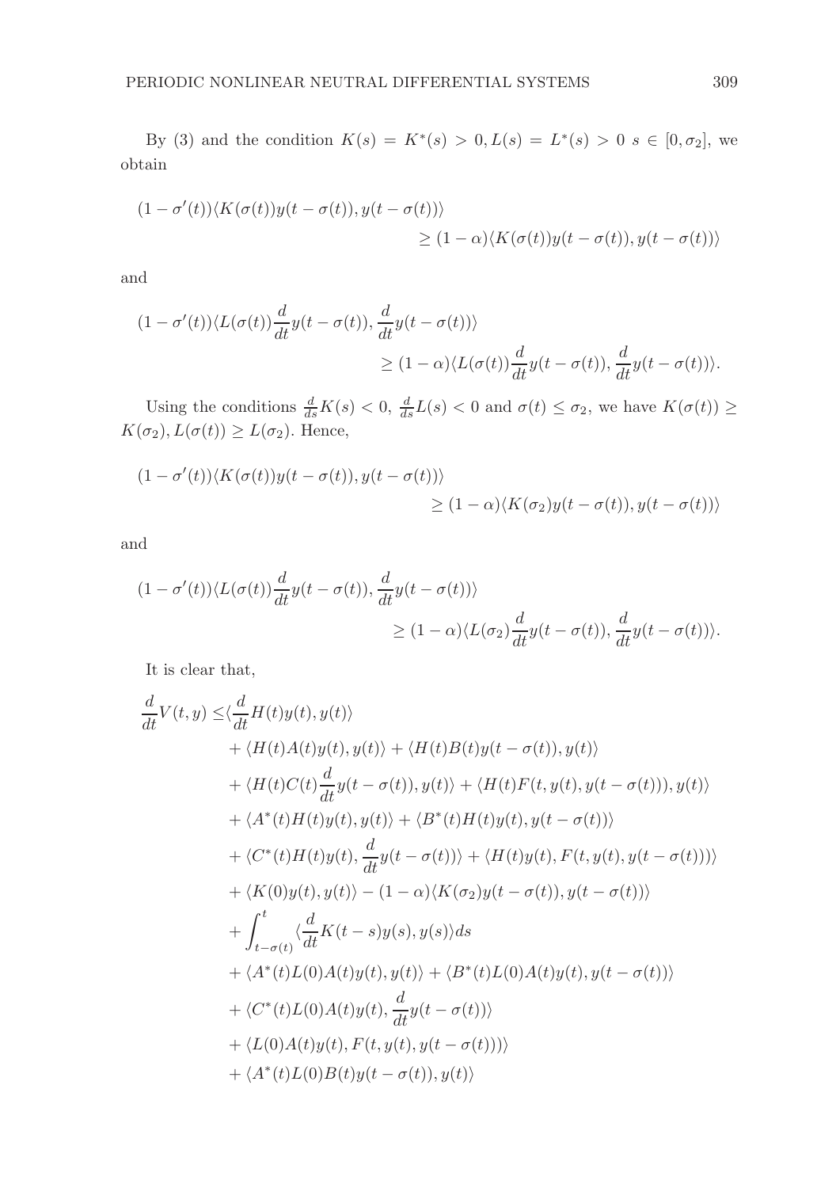By (3) and the condition $K(s) = K^*(s) > 0, L(s) = L^*(s) > 0$ $s \in [0, \sigma_2]$, we obtain

$$(1-\sigma'(t))\langle K(\sigma(t))y(t-\sigma(t)), y(t-\sigma(t))\rangle \geq (1-\alpha)\langle K(\sigma(t))y(t-\sigma(t)), y(t-\sigma(t))\rangle$$

and

$$(1-\sigma'(t))\langle L(\sigma(t))\frac{d}{dt}y(t-\sigma(t)), \frac{d}{dt}y(t-\sigma(t))\rangle \geq (1-\alpha)\langle L(\sigma(t))\frac{d}{dt}y(t-\sigma(t)), \frac{d}{dt}y(t-\sigma(t))\rangle.$$

Using the conditions $\frac{d}{ds}K(s) < 0$, $\frac{d}{ds}L(s) < 0$ and $\sigma(t) \leq \sigma_2$, we have $K(\sigma(t)) \geq K(\sigma_2), L(\sigma(t)) \geq L(\sigma_2)$. Hence,

$$(1-\sigma'(t))\langle K(\sigma(t))y(t-\sigma(t)), y(t-\sigma(t))\rangle \geq (1-\alpha)\langle K(\sigma_2)y(t-\sigma(t)), y(t-\sigma(t))\rangle$$

and

$$(1-\sigma'(t))\langle L(\sigma(t))\frac{d}{dt}y(t-\sigma(t)), \frac{d}{dt}y(t-\sigma(t))\rangle \geq (1-\alpha)\langle L(\sigma_2)\frac{d}{dt}y(t-\sigma(t)), \frac{d}{dt}y(t-\sigma(t))\rangle.$$

It is clear that,

$$\begin{aligned}
\frac{d}{dt}V(t,y) \leq& \langle \frac{d}{dt}H(t)y(t), y(t)\rangle \\
&+ \langle H(t)A(t)y(t), y(t)\rangle + \langle H(t)B(t)y(t-\sigma(t)), y(t)\rangle \\
&+ \langle H(t)C(t)\frac{d}{dt}y(t-\sigma(t)), y(t)\rangle + \langle H(t)F(t, y(t), y(t-\sigma(t))), y(t)\rangle \\
&+ \langle A^*(t)H(t)y(t), y(t)\rangle + \langle B^*(t)H(t)y(t), y(t-\sigma(t))\rangle \\
&+ \langle C^*(t)H(t)y(t), \frac{d}{dt}y(t-\sigma(t))\rangle + \langle H(t)y(t), F(t, y(t), y(t-\sigma(t)))\rangle \\
&+ \langle K(0)y(t), y(t)\rangle - (1-\alpha)\langle K(\sigma_2)y(t-\sigma(t)), y(t-\sigma(t))\rangle \\
&+ \int_{t-\sigma(t)}^{t} \langle \frac{d}{dt}K(t-s)y(s), y(s)\rangle ds \\
&+ \langle A^*(t)L(0)A(t)y(t), y(t)\rangle + \langle B^*(t)L(0)A(t)y(t), y(t-\sigma(t))\rangle \\
&+ \langle C^*(t)L(0)A(t)y(t), \frac{d}{dt}y(t-\sigma(t))\rangle \\
&+ \langle L(0)A(t)y(t), F(t, y(t), y(t-\sigma(t)))\rangle \\
&+ \langle A^*(t)L(0)B(t)y(t-\sigma(t)), y(t)\rangle
\end{aligned}$$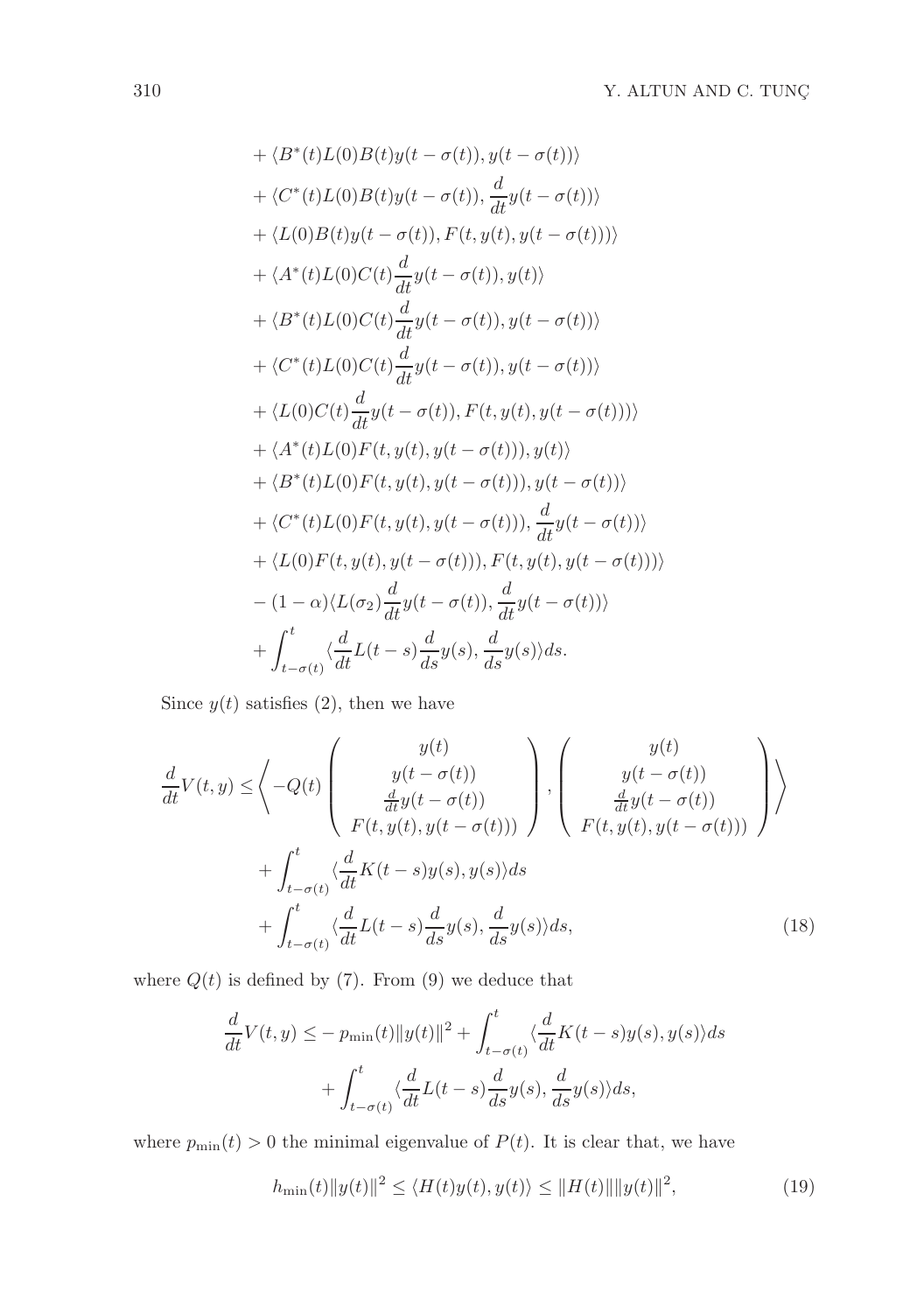$$
\begin{aligned}
&+\langle B^*(t)L(0)B(t)y(t-\sigma(t)), y(t-\sigma(t))\rangle \\
&+\langle C^*(t)L(0)B(t)y(t-\sigma(t)), \frac{d}{dt}y(t-\sigma(t))\rangle \\
&+\langle L(0)B(t)y(t-\sigma(t)), F(t,y(t),y(t-\sigma(t)))\rangle \\
&+\langle A^*(t)L(0)C(t)\frac{d}{dt}y(t-\sigma(t)), y(t)\rangle \\
&+\langle B^*(t)L(0)C(t)\frac{d}{dt}y(t-\sigma(t)), y(t-\sigma(t))\rangle \\
&+\langle C^*(t)L(0)C(t)\frac{d}{dt}y(t-\sigma(t)), y(t-\sigma(t))\rangle \\
&+\langle L(0)C(t)\frac{d}{dt}y(t-\sigma(t)), F(t,y(t),y(t-\sigma(t)))\rangle \\
&+\langle A^*(t)L(0)F(t,y(t),y(t-\sigma(t))), y(t)\rangle \\
&+\langle B^*(t)L(0)F(t,y(t),y(t-\sigma(t))), y(t-\sigma(t))\rangle \\
&+\langle C^*(t)L(0)F(t,y(t),y(t-\sigma(t))), \frac{d}{dt}y(t-\sigma(t))\rangle \\
&+\langle L(0)F(t,y(t),y(t-\sigma(t))), F(t,y(t),y(t-\sigma(t)))\rangle \\
&-(1-\alpha)\langle L(\sigma_2)\frac{d}{dt}y(t-\sigma(t)), \frac{d}{dt}y(t-\sigma(t))\rangle \\
&+\int_{t-\sigma(t)}^{t}\langle \frac{d}{dt}L(t-s)\frac{d}{ds}y(s), \frac{d}{ds}y(s)\rangle ds.
\end{aligned}
$$

Since $y(t)$ satisfies (2), then we have

$$
\begin{aligned}
\frac{d}{dt}V(t,y) \leq & \left\langle -Q(t)\begin{pmatrix} y(t) \\ y(t-\sigma(t)) \\ \frac{d}{dt}y(t-\sigma(t)) \\ F(t,y(t),y(t-\sigma(t))) \end{pmatrix}, \begin{pmatrix} y(t) \\ y(t-\sigma(t)) \\ \frac{d}{dt}y(t-\sigma(t)) \\ F(t,y(t),y(t-\sigma(t))) \end{pmatrix} \right\rangle \\
&+\int_{t-\sigma(t)}^{t}\langle \frac{d}{dt}K(t-s)y(s), y(s)\rangle ds \\
&+\int_{t-\sigma(t)}^{t}\langle \frac{d}{dt}L(t-s)\frac{d}{ds}y(s), \frac{d}{ds}y(s)\rangle ds, \qquad (18)
\end{aligned}
$$

where $Q(t)$ is defined by (7). From (9) we deduce that

$$
\begin{aligned}
\frac{d}{dt}V(t,y) \leq & -p_{\min}(t)\|y(t)\|^2 + \int_{t-\sigma(t)}^{t}\langle \frac{d}{dt}K(t-s)y(s), y(s)\rangle ds \\
&+\int_{t-\sigma(t)}^{t}\langle \frac{d}{dt}L(t-s)\frac{d}{ds}y(s), \frac{d}{ds}y(s)\rangle ds,
\end{aligned}
$$

where $p_{\min}(t) > 0$ the minimal eigenvalue of $P(t)$. It is clear that, we have

$$
h_{\min}(t)\|y(t)\|^2 \leq \langle H(t)y(t), y(t)\rangle \leq \|H(t)\|\|y(t)\|^2, \qquad (19)
$$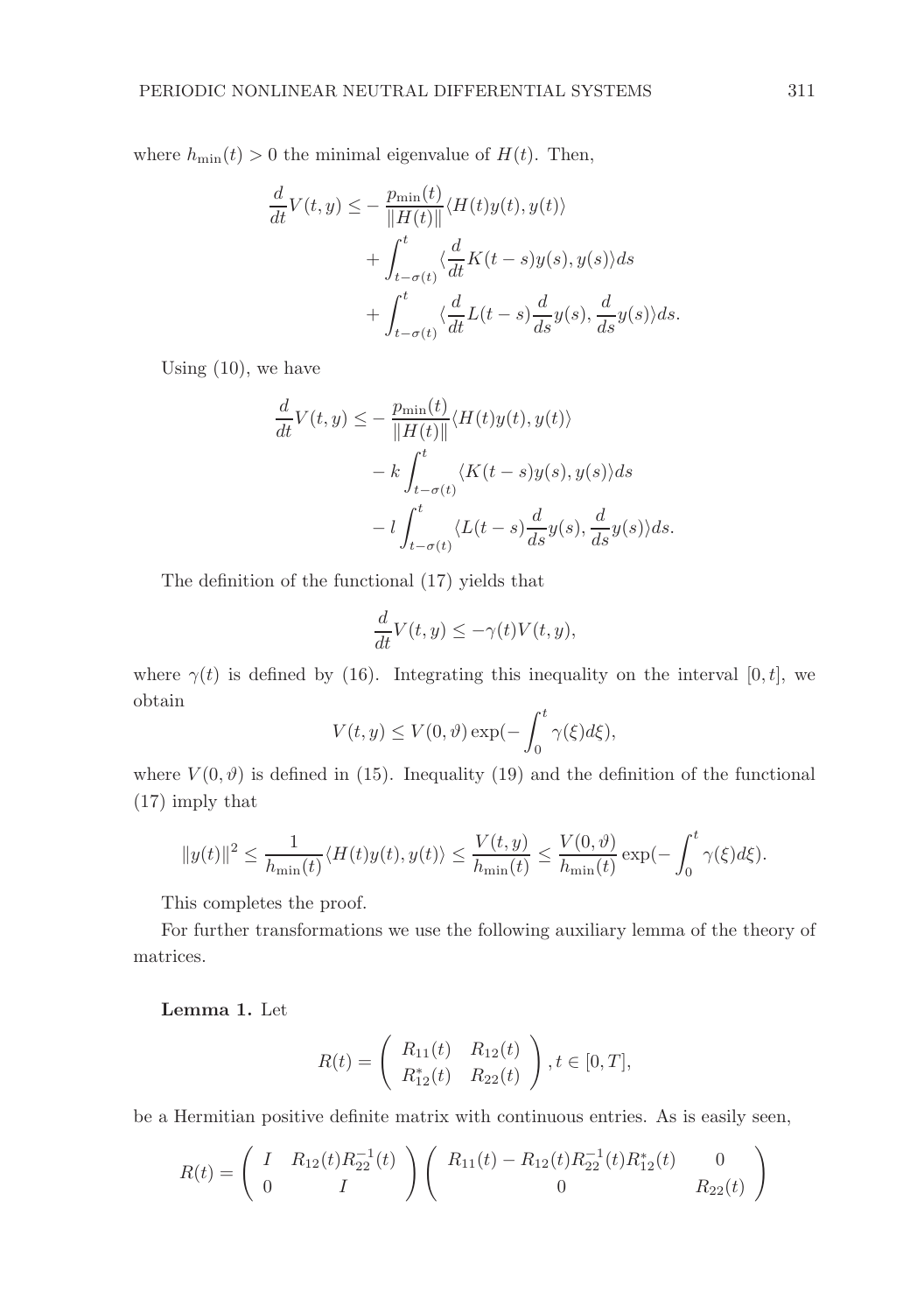where $h_{\min}(t) > 0$ the minimal eigenvalue of $H(t)$. Then,

$$
\begin{aligned}
\frac{d}{dt}V(t,y) \leq &- \frac{p_{\min}(t)}{\|H(t)\|}\langle H(t)y(t), y(t)\rangle \\
&+ \int_{t-\sigma(t)}^{t} \langle \frac{d}{dt}K(t-s)y(s), y(s)\rangle ds \\
&+ \int_{t-\sigma(t)}^{t} \langle \frac{d}{dt}L(t-s)\frac{d}{ds}y(s), \frac{d}{ds}y(s)\rangle ds.
\end{aligned}
$$

Using (10), we have

$$
\begin{aligned}
\frac{d}{dt}V(t,y) \leq &- \frac{p_{\min}(t)}{\|H(t)\|}\langle H(t)y(t), y(t)\rangle \\
&- k\int_{t-\sigma(t)}^{t} \langle K(t-s)y(s), y(s)\rangle ds \\
&- l\int_{t-\sigma(t)}^{t} \langle L(t-s)\frac{d}{ds}y(s), \frac{d}{ds}y(s)\rangle ds.
\end{aligned}
$$

The definition of the functional (17) yields that

$$
\frac{d}{dt}V(t,y) \leq -\gamma(t)V(t,y),
$$

where $\gamma(t)$ is defined by (16). Integrating this inequality on the interval $[0,t]$, we obtain

$$
V(t,y) \leq V(0,\vartheta)\exp(-\int_0^t \gamma(\xi)d\xi),
$$

where $V(0,\vartheta)$ is defined in (15). Inequality (19) and the definition of the functional (17) imply that

$$
\|y(t)\|^2 \leq \frac{1}{h_{\min}(t)}\langle H(t)y(t), y(t)\rangle \leq \frac{V(t,y)}{h_{\min}(t)} \leq \frac{V(0,\vartheta)}{h_{\min}(t)}\exp(-\int_0^t \gamma(\xi)d\xi).
$$

This completes the proof.

For further transformations we use the following auxiliary lemma of the theory of matrices.

**Lemma 1.** Let

$$
R(t) = \begin{pmatrix} R_{11}(t) & R_{12}(t) \\ R_{12}^*(t) & R_{22}(t) \end{pmatrix}, t \in [0,T],
$$

be a Hermitian positive definite matrix with continuous entries. As is easily seen,

$$
R(t) = \begin{pmatrix} I & R_{12}(t)R_{22}^{-1}(t) \\ 0 & I \end{pmatrix} \begin{pmatrix} R_{11}(t) - R_{12}(t)R_{22}^{-1}(t)R_{12}^*(t) & 0 \\ 0 & R_{22}(t) \end{pmatrix}
$$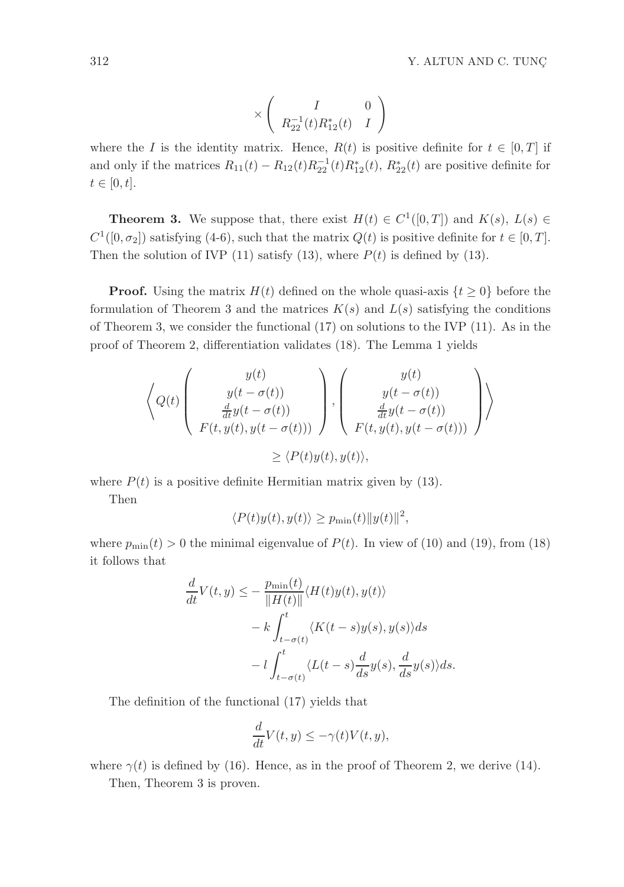$$\times \begin{pmatrix} I & 0 \\ R_{22}^{-1}(t)R_{12}^{*}(t) & I \end{pmatrix}$$

where the $I$ is the identity matrix. Hence, $R(t)$ is positive definite for $t \in [0, T]$ if and only if the matrices $R_{11}(t) - R_{12}(t)R_{22}^{-1}(t)R_{12}^{*}(t)$, $R_{22}^{*}(t)$ are positive definite for $t \in [0, t]$.

**Theorem 3.** We suppose that, there exist $H(t) \in C^1([0, T])$ and $K(s)$, $L(s) \in C^1([0, \sigma_2])$ satisfying (4-6), such that the matrix $Q(t)$ is positive definite for $t \in [0, T]$. Then the solution of IVP (11) satisfy (13), where $P(t)$ is defined by (13).

**Proof.** Using the matrix $H(t)$ defined on the whole quasi-axis $\{t \geq 0\}$ before the formulation of Theorem 3 and the matrices $K(s)$ and $L(s)$ satisfying the conditions of Theorem 3, we consider the functional (17) on solutions to the IVP (11). As in the proof of Theorem 2, differentiation validates (18). The Lemma 1 yields

$$\left\langle Q(t) \begin{pmatrix} y(t) \\ y(t-\sigma(t)) \\ \frac{d}{dt}y(t-\sigma(t)) \\ F(t, y(t), y(t-\sigma(t))) \end{pmatrix}, \begin{pmatrix} y(t) \\ y(t-\sigma(t)) \\ \frac{d}{dt}y(t-\sigma(t)) \\ F(t, y(t), y(t-\sigma(t))) \end{pmatrix} \right\rangle$$

$$\geq \langle P(t)y(t), y(t) \rangle,$$

where $P(t)$ is a positive definite Hermitian matrix given by (13).

Then

$$\langle P(t)y(t), y(t) \rangle \geq p_{\min}(t)\|y(t)\|^2,$$

where $p_{\min}(t) > 0$ the minimal eigenvalue of $P(t)$. In view of (10) and (19), from (18) it follows that

$$\begin{aligned}
\frac{d}{dt}V(t, y) \leq &- \frac{p_{\min}(t)}{\|H(t)\|}\langle H(t)y(t), y(t) \rangle \\
&- k \int_{t-\sigma(t)}^{t} \langle K(t-s)y(s), y(s) \rangle ds \\
&- l \int_{t-\sigma(t)}^{t} \langle L(t-s)\frac{d}{ds}y(s), \frac{d}{ds}y(s) \rangle ds.
\end{aligned}$$

The definition of the functional (17) yields that

$$\frac{d}{dt}V(t, y) \leq -\gamma(t)V(t, y),$$

where $\gamma(t)$ is defined by (16). Hence, as in the proof of Theorem 2, we derive (14).

Then, Theorem 3 is proven.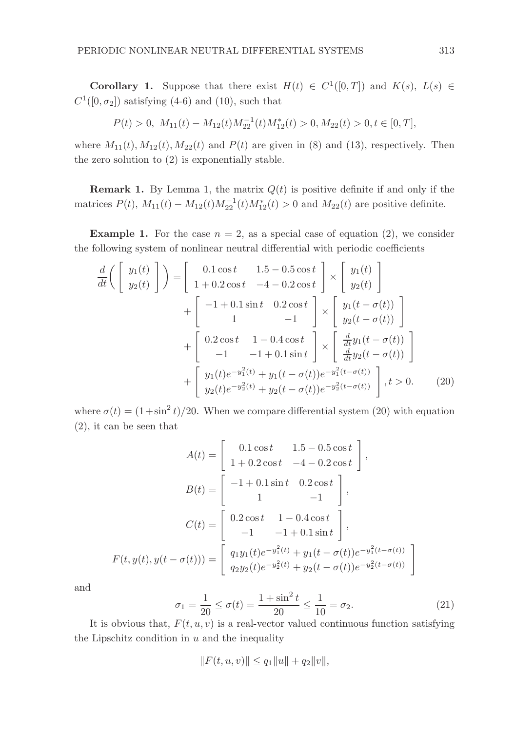**Corollary 1.** Suppose that there exist $H(t) \in C^1([0,T])$ and $K(s)$, $L(s) \in C^1([0,\sigma_2])$ satisfying (4-6) and (10), such that

$$P(t) > 0,\ M_{11}(t) - M_{12}(t)M_{22}^{-1}(t)M_{12}^*(t) > 0, M_{22}(t) > 0, t \in [0,T],$$

where $M_{11}(t), M_{12}(t), M_{22}(t)$ and $P(t)$ are given in (8) and (13), respectively. Then the zero solution to (2) is exponentially stable.

**Remark 1.** By Lemma 1, the matrix $Q(t)$ is positive definite if and only if the matrices $P(t)$, $M_{11}(t) - M_{12}(t)M_{22}^{-1}(t)M_{12}^*(t) > 0$ and $M_{22}(t)$ are positive definite.

**Example 1.** For the case $n = 2$, as a special case of equation (2), we consider the following system of nonlinear neutral differential with periodic coefficients

$$\begin{aligned}
\frac{d}{dt}\Big( \begin{bmatrix} y_1(t) \\ y_2(t) \end{bmatrix} \Big) &= \begin{bmatrix} 0.1\cos t & 1.5 - 0.5\cos t \\ 1 + 0.2\cos t & -4 - 0.2\cos t \end{bmatrix} \times \begin{bmatrix} y_1(t) \\ y_2(t) \end{bmatrix} \\
&+ \begin{bmatrix} -1 + 0.1\sin t & 0.2\cos t \\ 1 & -1 \end{bmatrix} \times \begin{bmatrix} y_1(t-\sigma(t)) \\ y_2(t-\sigma(t)) \end{bmatrix} \\
&+ \begin{bmatrix} 0.2\cos t & 1 - 0.4\cos t \\ -1 & -1 + 0.1\sin t \end{bmatrix} \times \begin{bmatrix} \frac{d}{dt}y_1(t-\sigma(t)) \\ \frac{d}{dt}y_2(t-\sigma(t)) \end{bmatrix} \\
&+ \begin{bmatrix} y_1(t)e^{-y_1^2(t)} + y_1(t-\sigma(t))e^{-y_1^2(t-\sigma(t))} \\ y_2(t)e^{-y_2^2(t)} + y_2(t-\sigma(t))e^{-y_2^2(t-\sigma(t))} \end{bmatrix}, t > 0. \qquad (20)
\end{aligned}$$

where $\sigma(t) = (1+\sin^2 t)/20$. When we compare differential system (20) with equation (2), it can be seen that

$$A(t) = \begin{bmatrix} 0.1\cos t & 1.5 - 0.5\cos t \\ 1 + 0.2\cos t & -4 - 0.2\cos t \end{bmatrix},$$

$$B(t) = \begin{bmatrix} -1 + 0.1\sin t & 0.2\cos t \\ 1 & -1 \end{bmatrix},$$

$$C(t) = \begin{bmatrix} 0.2\cos t & 1 - 0.4\cos t \\ -1 & -1 + 0.1\sin t \end{bmatrix},$$

$$F(t, y(t), y(t-\sigma(t))) = \begin{bmatrix} q_1 y_1(t)e^{-y_1^2(t)} + y_1(t-\sigma(t))e^{-y_1^2(t-\sigma(t))} \\ q_2 y_2(t)e^{-y_2^2(t)} + y_2(t-\sigma(t))e^{-y_2^2(t-\sigma(t))} \end{bmatrix}$$

and

$$\sigma_1 = \frac{1}{20} \le \sigma(t) = \frac{1+\sin^2 t}{20} \le \frac{1}{10} = \sigma_2. \qquad (21)$$

It is obvious that, $F(t,u,v)$ is a real-vector valued continuous function satisfying the Lipschitz condition in $u$ and the inequality

$$\|F(t,u,v)\| \le q_1\|u\| + q_2\|v\|,$$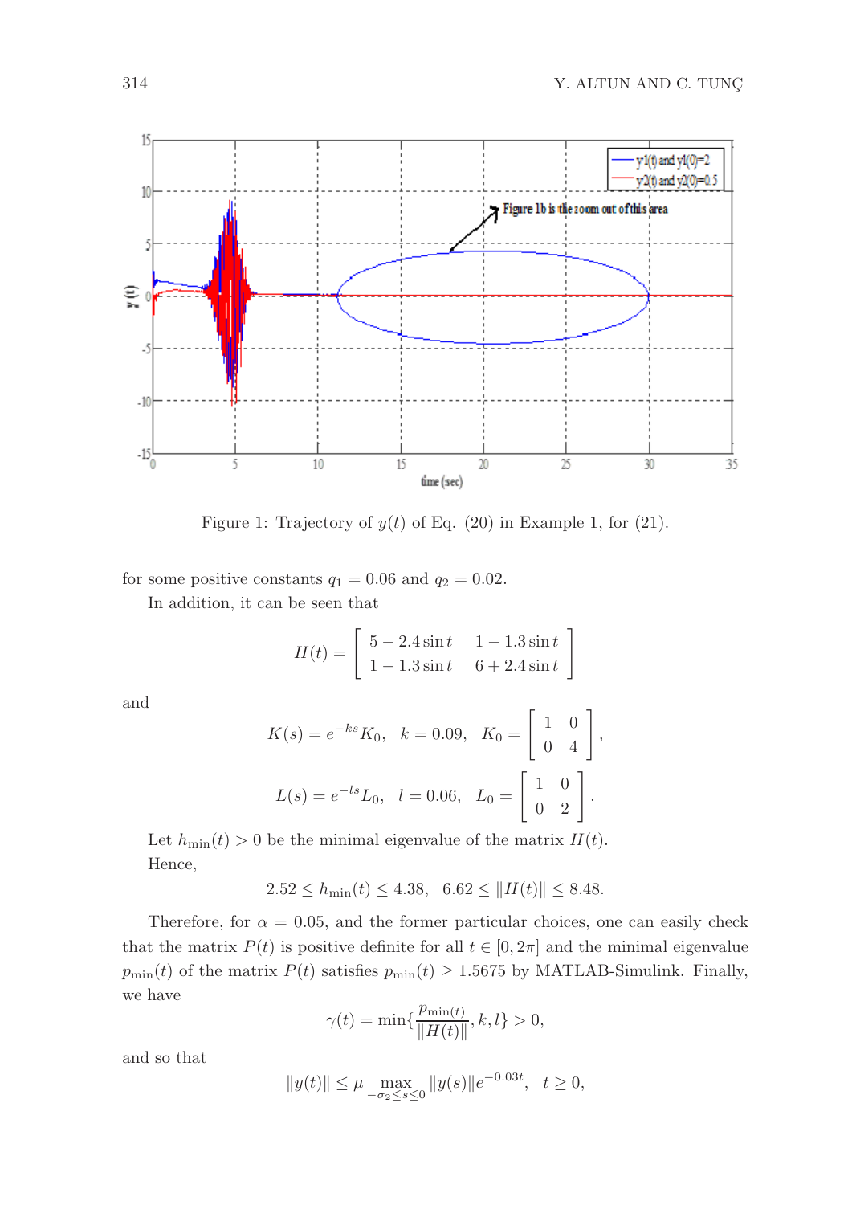Figure 1: Trajectory of $y(t)$ of Eq. (20) in Example 1, for (21).

for some positive constants $q_1 = 0.06$ and $q_2 = 0.02$.

In addition, it can be seen that

$$H(t) = \begin{bmatrix} 5 - 2.4\sin t & 1 - 1.3\sin t \\ 1 - 1.3\sin t & 6 + 2.4\sin t \end{bmatrix}$$

and

$$K(s) = e^{-ks}K_0, \quad k = 0.09, \quad K_0 = \begin{bmatrix} 1 & 0 \\ 0 & 4 \end{bmatrix},$$

$$L(s) = e^{-ls}L_0, \quad l = 0.06, \quad L_0 = \begin{bmatrix} 1 & 0 \\ 0 & 2 \end{bmatrix}.$$

Let $h_{\min}(t) > 0$ be the minimal eigenvalue of the matrix $H(t)$.

Hence,

$$2.52 \leq h_{\min}(t) \leq 4.38, \quad 6.62 \leq \|H(t)\| \leq 8.48.$$

Therefore, for $\alpha = 0.05$, and the former particular choices, one can easily check that the matrix $P(t)$ is positive definite for all $t \in [0, 2\pi]$ and the minimal eigenvalue $p_{\min}(t)$ of the matrix $P(t)$ satisfies $p_{\min}(t) \geq 1.5675$ by MATLAB-Simulink. Finally, we have

$$\gamma(t) = \min\{\frac{p_{\min(t)}}{\|H(t)\|}, k, l\} > 0,$$

and so that

$$\|y(t)\| \leq \mu \max_{-\sigma_2 \leq s \leq 0} \|y(s)\| e^{-0.03t}, \quad t \geq 0,$$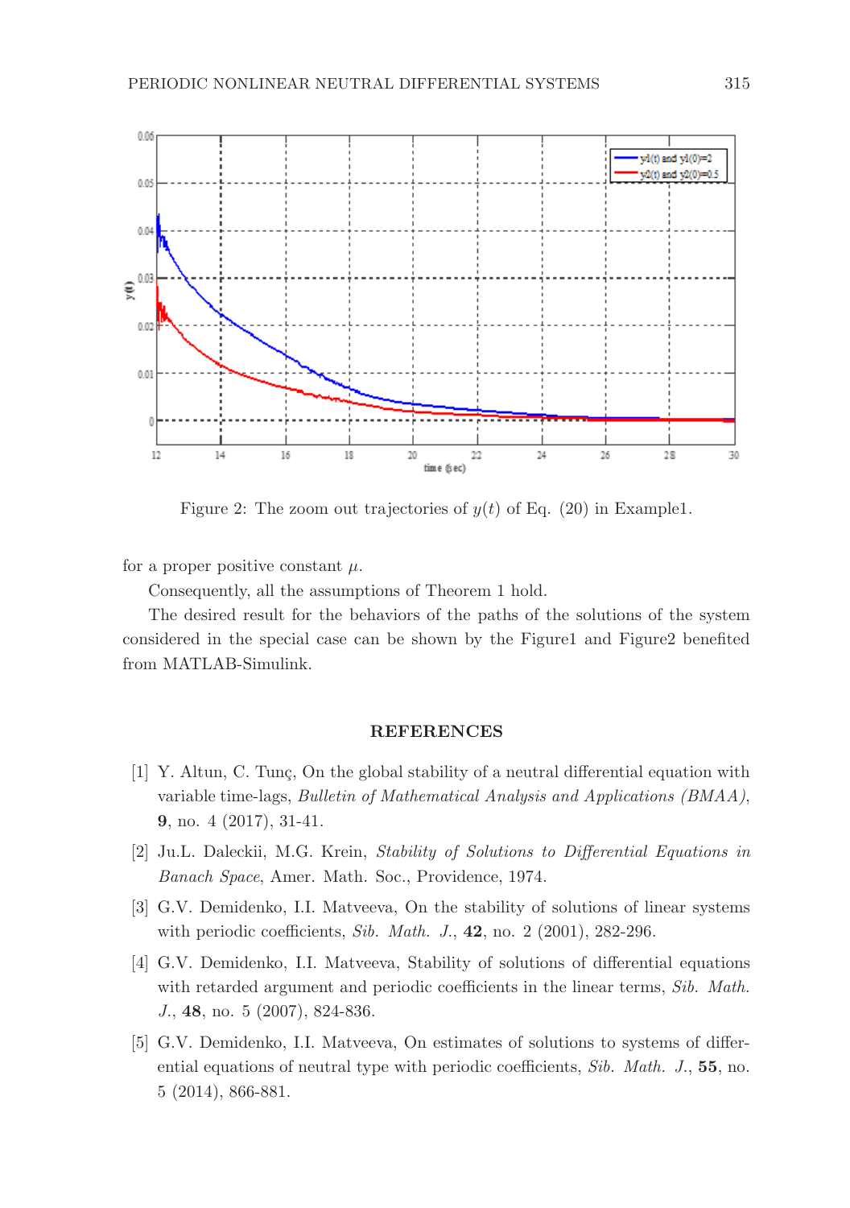Figure 2: The zoom out trajectories of $y(t)$ of Eq. (20) in Example1.

for a proper positive constant $\mu$.

Consequently, all the assumptions of Theorem 1 hold.

The desired result for the behaviors of the paths of the solutions of the system considered in the special case can be shown by the Figure1 and Figure2 benefited from MATLAB-Simulink.

## REFERENCES

[1] Y. Altun, C. Tunç, On the global stability of a neutral differential equation with variable time-lags, *Bulletin of Mathematical Analysis and Applications (BMAA)*, **9**, no. 4 (2017), 31-41.

[2] Ju.L. Daleckii, M.G. Krein, *Stability of Solutions to Differential Equations in Banach Space*, Amer. Math. Soc., Providence, 1974.

[3] G.V. Demidenko, I.I. Matveeva, On the stability of solutions of linear systems with periodic coefficients, *Sib. Math. J.*, **42**, no. 2 (2001), 282-296.

[4] G.V. Demidenko, I.I. Matveeva, Stability of solutions of differential equations with retarded argument and periodic coefficients in the linear terms, *Sib. Math. J.*, **48**, no. 5 (2007), 824-836.

[5] G.V. Demidenko, I.I. Matveeva, On estimates of solutions to systems of differential equations of neutral type with periodic coefficients, *Sib. Math. J.*, **55**, no. 5 (2014), 866-881.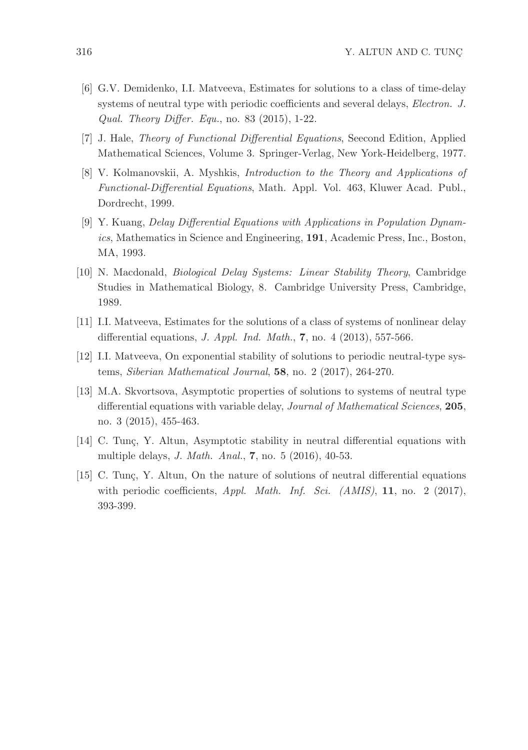[6] G.V. Demidenko, I.I. Matveeva, Estimates for solutions to a class of time-delay systems of neutral type with periodic coefficients and several delays, *Electron. J. Qual. Theory Differ. Equ.*, no. 83 (2015), 1-22.

[7] J. Hale, *Theory of Functional Differential Equations*, Seecond Edition, Applied Mathematical Sciences, Volume 3. Springer-Verlag, New York-Heidelberg, 1977.

[8] V. Kolmanovskii, A. Myshkis, *Introduction to the Theory and Applications of Functional-Differential Equations*, Math. Appl. Vol. 463, Kluwer Acad. Publ., Dordrecht, 1999.

[9] Y. Kuang, *Delay Differential Equations with Applications in Population Dynamics*, Mathematics in Science and Engineering, **191**, Academic Press, Inc., Boston, MA, 1993.

[10] N. Macdonald, *Biological Delay Systems: Linear Stability Theory*, Cambridge Studies in Mathematical Biology, 8. Cambridge University Press, Cambridge, 1989.

[11] I.I. Matveeva, Estimates for the solutions of a class of systems of nonlinear delay differential equations, *J. Appl. Ind. Math.*, **7**, no. 4 (2013), 557-566.

[12] I.I. Matveeva, On exponential stability of solutions to periodic neutral-type systems, *Siberian Mathematical Journal*, **58**, no. 2 (2017), 264-270.

[13] M.A. Skvortsova, Asymptotic properties of solutions to systems of neutral type differential equations with variable delay, *Journal of Mathematical Sciences*, **205**, no. 3 (2015), 455-463.

[14] C. Tunç, Y. Altun, Asymptotic stability in neutral differential equations with multiple delays, *J. Math. Anal.*, **7**, no. 5 (2016), 40-53.

[15] C. Tunç, Y. Altun, On the nature of solutions of neutral differential equations with periodic coefficients, *Appl. Math. Inf. Sci. (AMIS)*, **11**, no. 2 (2017), 393-399.